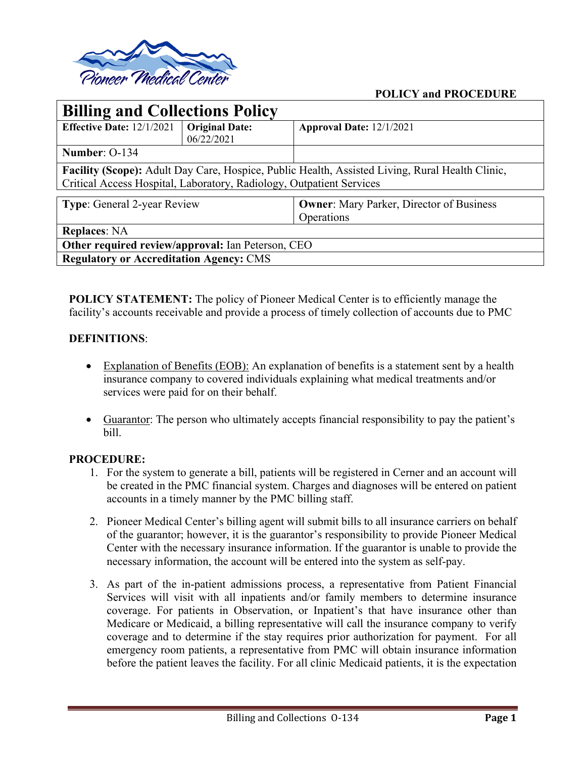**POLICY and PROCEDURE**

# Billing and Collections Policy

| **Effective Date:** 12/1/2021 | **Original Date:** 06/22/2021 | **Approval Date:** 12/1/2021 |
|---|---|---|
| **Number**: O-134 | | |
| **Facility (Scope):** Adult Day Care, Hospice, Public Health, Assisted Living, Rural Health Clinic, Critical Access Hospital, Laboratory, Radiology, Outpatient Services | | |

| **Type**: General 2-year Review | **Owner**: Mary Parker, Director of Business Operations |
|---|---|
| **Replaces**: NA | |
| **Other required review/approval:** Ian Peterson, CEO | |
| **Regulatory or Accreditation Agency:** CMS | |

**POLICY STATEMENT:** The policy of Pioneer Medical Center is to efficiently manage the facility's accounts receivable and provide a process of timely collection of accounts due to PMC

**DEFINITIONS**:

- Explanation of Benefits (EOB): An explanation of benefits is a statement sent by a health insurance company to covered individuals explaining what medical treatments and/or services were paid for on their behalf.
- Guarantor: The person who ultimately accepts financial responsibility to pay the patient's bill.

**PROCEDURE:**

1. For the system to generate a bill, patients will be registered in Cerner and an account will be created in the PMC financial system. Charges and diagnoses will be entered on patient accounts in a timely manner by the PMC billing staff.
2. Pioneer Medical Center's billing agent will submit bills to all insurance carriers on behalf of the guarantor; however, it is the guarantor's responsibility to provide Pioneer Medical Center with the necessary insurance information. If the guarantor is unable to provide the necessary information, the account will be entered into the system as self-pay.
3. As part of the in-patient admissions process, a representative from Patient Financial Services will visit with all inpatients and/or family members to determine insurance coverage. For patients in Observation, or Inpatient's that have insurance other than Medicare or Medicaid, a billing representative will call the insurance company to verify coverage and to determine if the stay requires prior authorization for payment. For all emergency room patients, a representative from PMC will obtain insurance information before the patient leaves the facility. For all clinic Medicaid patients, it is the expectation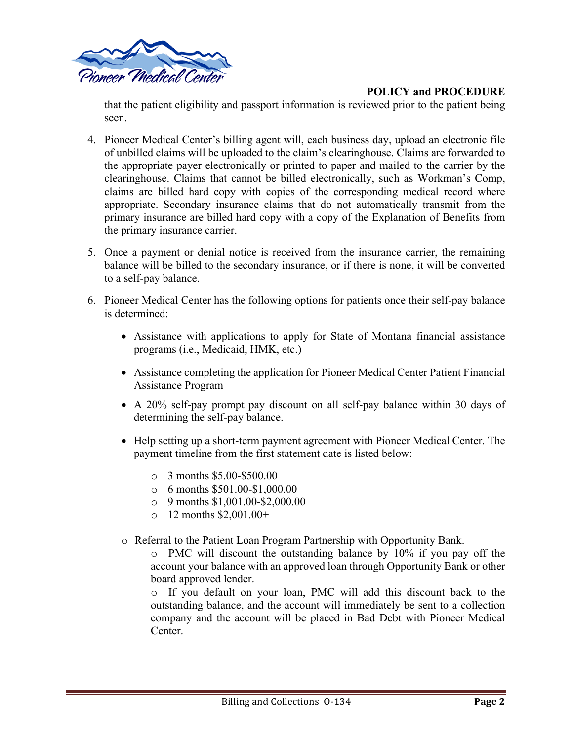that the patient eligibility and passport information is reviewed prior to the patient being seen.

4. Pioneer Medical Center's billing agent will, each business day, upload an electronic file of unbilled claims will be uploaded to the claim's clearinghouse. Claims are forwarded to the appropriate payer electronically or printed to paper and mailed to the carrier by the clearinghouse. Claims that cannot be billed electronically, such as Workman's Comp, claims are billed hard copy with copies of the corresponding medical record where appropriate. Secondary insurance claims that do not automatically transmit from the primary insurance are billed hard copy with a copy of the Explanation of Benefits from the primary insurance carrier.

5. Once a payment or denial notice is received from the insurance carrier, the remaining balance will be billed to the secondary insurance, or if there is none, it will be converted to a self-pay balance.

6. Pioneer Medical Center has the following options for patients once their self-pay balance is determined:

   - Assistance with applications to apply for State of Montana financial assistance programs (i.e., Medicaid, HMK, etc.)
   - Assistance completing the application for Pioneer Medical Center Patient Financial Assistance Program
   - A 20% self-pay prompt pay discount on all self-pay balance within 30 days of determining the self-pay balance.
   - Help setting up a short-term payment agreement with Pioneer Medical Center. The payment timeline from the first statement date is listed below:
     - 3 months $5.00-$500.00
     - 6 months $501.00-$1,000.00
     - 9 months $1,001.00-$2,000.00
     - 12 months $2,001.00+
   - Referral to the Patient Loan Program Partnership with Opportunity Bank.
     - PMC will discount the outstanding balance by 10% if you pay off the account your balance with an approved loan through Opportunity Bank or other board approved lender.
     - If you default on your loan, PMC will add this discount back to the outstanding balance, and the account will immediately be sent to a collection company and the account will be placed in Bad Debt with Pioneer Medical Center.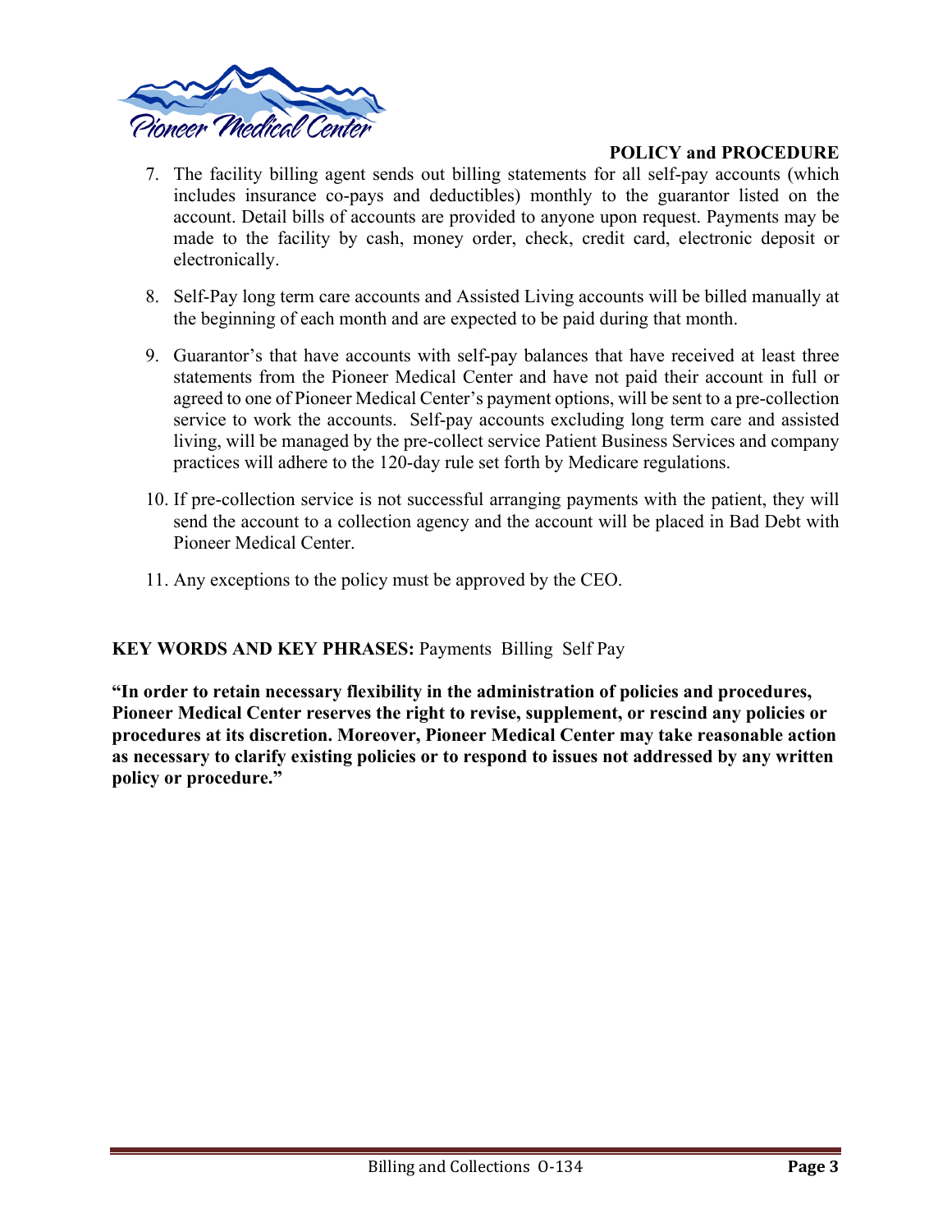**POLICY and PROCEDURE**

7. The facility billing agent sends out billing statements for all self-pay accounts (which includes insurance co-pays and deductibles) monthly to the guarantor listed on the account. Detail bills of accounts are provided to anyone upon request. Payments may be made to the facility by cash, money order, check, credit card, electronic deposit or electronically.

8. Self-Pay long term care accounts and Assisted Living accounts will be billed manually at the beginning of each month and are expected to be paid during that month.

9. Guarantor's that have accounts with self-pay balances that have received at least three statements from the Pioneer Medical Center and have not paid their account in full or agreed to one of Pioneer Medical Center's payment options, will be sent to a pre-collection service to work the accounts. Self-pay accounts excluding long term care and assisted living, will be managed by the pre-collect service Patient Business Services and company practices will adhere to the 120-day rule set forth by Medicare regulations.

10. If pre-collection service is not successful arranging payments with the patient, they will send the account to a collection agency and the account will be placed in Bad Debt with Pioneer Medical Center.

11. Any exceptions to the policy must be approved by the CEO.

**KEY WORDS AND KEY PHRASES:** Payments Billing Self Pay

**"In order to retain necessary flexibility in the administration of policies and procedures, Pioneer Medical Center reserves the right to revise, supplement, or rescind any policies or procedures at its discretion. Moreover, Pioneer Medical Center may take reasonable action as necessary to clarify existing policies or to respond to issues not addressed by any written policy or procedure."**